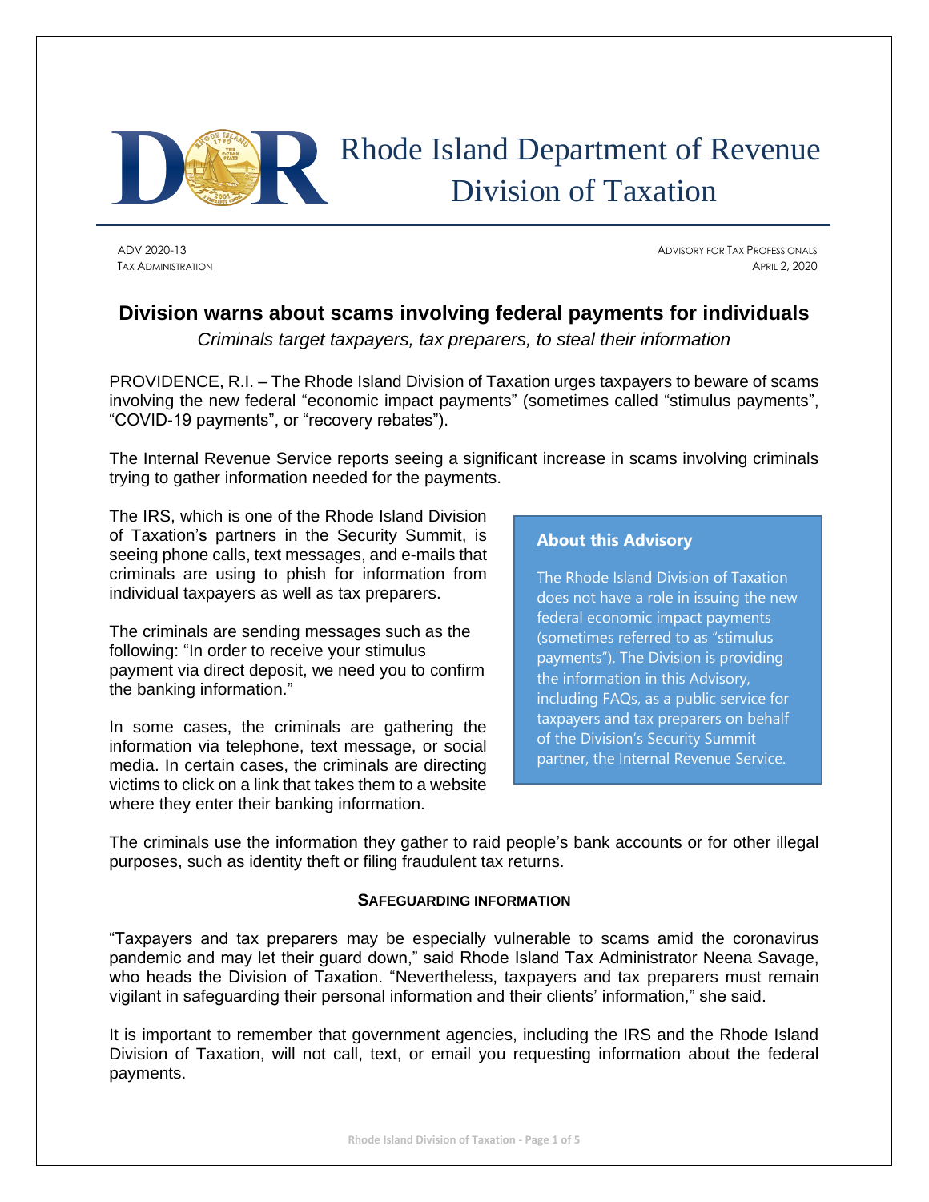# Rhode Island Department of Revenue Division of Taxation

ADV 2020-13
TAX ADMINISTRATION

ADVISORY FOR TAX PROFESSIONALS
APRIL 2, 2020

## Division warns about scams involving federal payments for individuals

*Criminals target taxpayers, tax preparers, to steal their information*

PROVIDENCE, R.I. – The Rhode Island Division of Taxation urges taxpayers to beware of scams involving the new federal "economic impact payments" (sometimes called "stimulus payments", "COVID-19 payments", or "recovery rebates").

The Internal Revenue Service reports seeing a significant increase in scams involving criminals trying to gather information needed for the payments.

The IRS, which is one of the Rhode Island Division of Taxation's partners in the Security Summit, is seeing phone calls, text messages, and e-mails that criminals are using to phish for information from individual taxpayers as well as tax preparers.

The criminals are sending messages such as the following: "In order to receive your stimulus payment via direct deposit, we need you to confirm the banking information."

In some cases, the criminals are gathering the information via telephone, text message, or social media. In certain cases, the criminals are directing victims to click on a link that takes them to a website where they enter their banking information.

> **About this Advisory**
>
> The Rhode Island Division of Taxation does not have a role in issuing the new federal economic impact payments (sometimes referred to as "stimulus payments"). The Division is providing the information in this Advisory, including FAQs, as a public service for taxpayers and tax preparers on behalf of the Division's Security Summit partner, the Internal Revenue Service.

The criminals use the information they gather to raid people's bank accounts or for other illegal purposes, such as identity theft or filing fraudulent tax returns.

### SAFEGUARDING INFORMATION

"Taxpayers and tax preparers may be especially vulnerable to scams amid the coronavirus pandemic and may let their guard down," said Rhode Island Tax Administrator Neena Savage, who heads the Division of Taxation. "Nevertheless, taxpayers and tax preparers must remain vigilant in safeguarding their personal information and their clients' information," she said.

It is important to remember that government agencies, including the IRS and the Rhode Island Division of Taxation, will not call, text, or email you requesting information about the federal payments.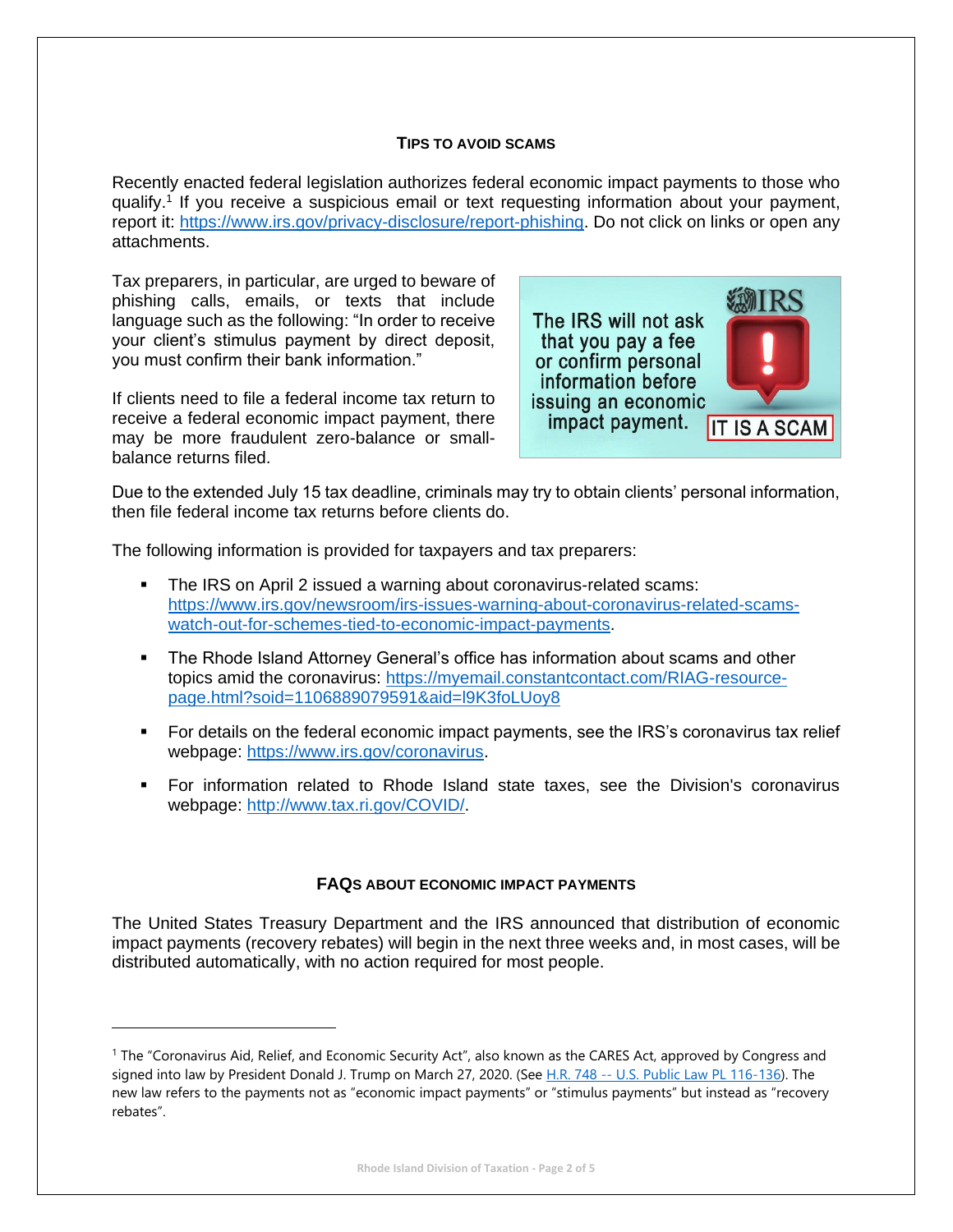## Tips to Avoid Scams

Recently enacted federal legislation authorizes federal economic impact payments to those who qualify.[1] If you receive a suspicious email or text requesting information about your payment, report it: https://www.irs.gov/privacy-disclosure/report-phishing. Do not click on links or open any attachments.

Tax preparers, in particular, are urged to beware of phishing calls, emails, or texts that include language such as the following: "In order to receive your client's stimulus payment by direct deposit, you must confirm their bank information."

If clients need to file a federal income tax return to receive a federal economic impact payment, there may be more fraudulent zero-balance or small-balance returns filed.

IRS

The IRS will not ask that you pay a fee or confirm personal information before issuing an economic impact payment.

IT IS A SCAM

Due to the extended July 15 tax deadline, criminals may try to obtain clients' personal information, then file federal income tax returns before clients do.

The following information is provided for taxpayers and tax preparers:

- The IRS on April 2 issued a warning about coronavirus-related scams: https://www.irs.gov/newsroom/irs-issues-warning-about-coronavirus-related-scams-watch-out-for-schemes-tied-to-economic-impact-payments.
- The Rhode Island Attorney General's office has information about scams and other topics amid the coronavirus: https://myemail.constantcontact.com/RIAG-resource-page.html?soid=1106889079591&aid=l9K3foLUoy8
- For details on the federal economic impact payments, see the IRS's coronavirus tax relief webpage: https://www.irs.gov/coronavirus.
- For information related to Rhode Island state taxes, see the Division's coronavirus webpage: http://www.tax.ri.gov/COVID/.

## FAQs About Economic Impact Payments

The United States Treasury Department and the IRS announced that distribution of economic impact payments (recovery rebates) will begin in the next three weeks and, in most cases, will be distributed automatically, with no action required for most people.

---

[1] The "Coronavirus Aid, Relief, and Economic Security Act", also known as the CARES Act, approved by Congress and signed into law by President Donald J. Trump on March 27, 2020. (See H.R. 748 -- U.S. Public Law PL 116-136). The new law refers to the payments not as "economic impact payments" or "stimulus payments" but instead as "recovery rebates".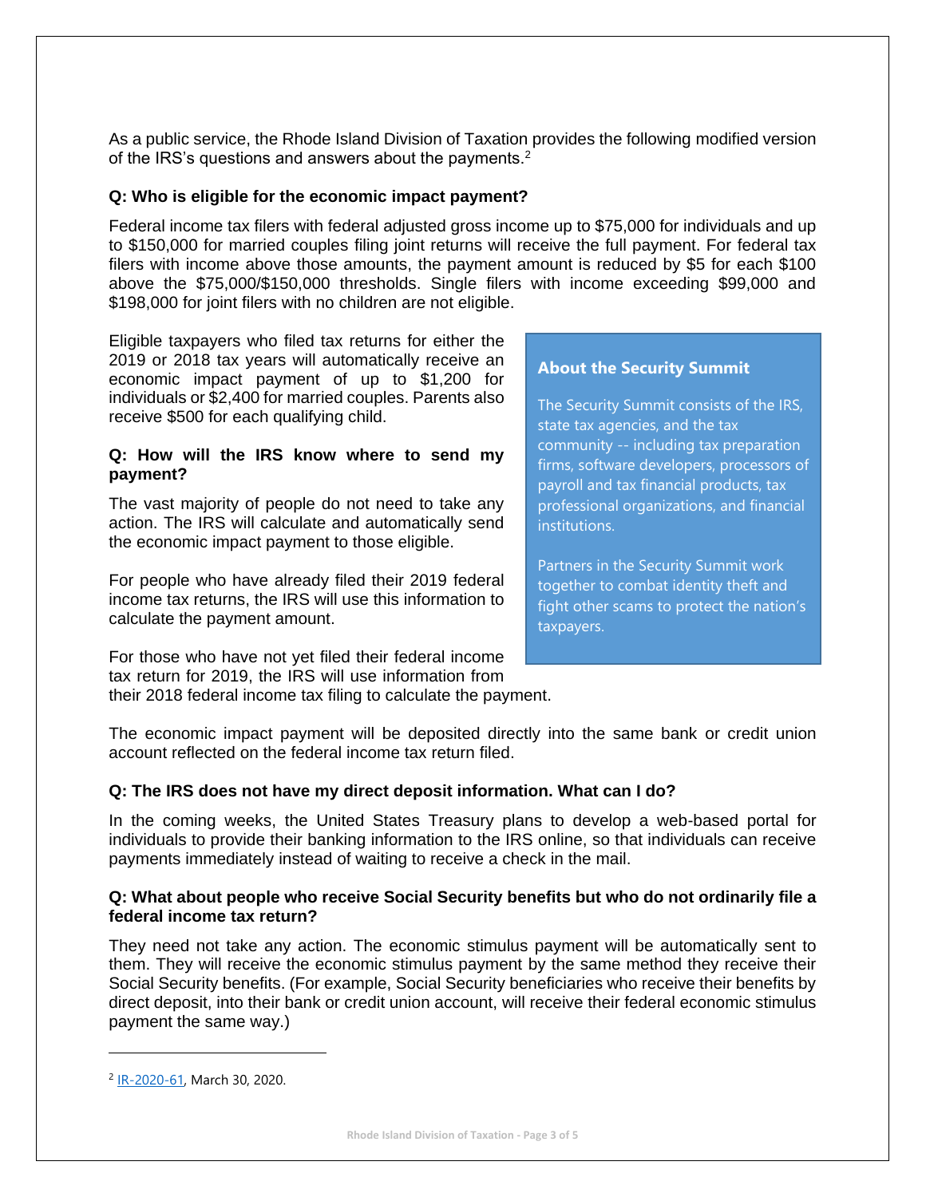As a public service, the Rhode Island Division of Taxation provides the following modified version of the IRS's questions and answers about the payments.[2]

**Q: Who is eligible for the economic impact payment?**

Federal income tax filers with federal adjusted gross income up to $75,000 for individuals and up to $150,000 for married couples filing joint returns will receive the full payment. For federal tax filers with income above those amounts, the payment amount is reduced by $5 for each $100 above the $75,000/$150,000 thresholds. Single filers with income exceeding $99,000 and $198,000 for joint filers with no children are not eligible.

Eligible taxpayers who filed tax returns for either the 2019 or 2018 tax years will automatically receive an economic impact payment of up to $1,200 for individuals or $2,400 for married couples. Parents also receive $500 for each qualifying child.

**Q: How will the IRS know where to send my payment?**

The vast majority of people do not need to take any action. The IRS will calculate and automatically send the economic impact payment to those eligible.

For people who have already filed their 2019 federal income tax returns, the IRS will use this information to calculate the payment amount.

For those who have not yet filed their federal income tax return for 2019, the IRS will use information from their 2018 federal income tax filing to calculate the payment.

The economic impact payment will be deposited directly into the same bank or credit union account reflected on the federal income tax return filed.

**About the Security Summit**

The Security Summit consists of the IRS, state tax agencies, and the tax community -- including tax preparation firms, software developers, processors of payroll and tax financial products, tax professional organizations, and financial institutions.

Partners in the Security Summit work together to combat identity theft and fight other scams to protect the nation's taxpayers.

**Q: The IRS does not have my direct deposit information. What can I do?**

In the coming weeks, the United States Treasury plans to develop a web-based portal for individuals to provide their banking information to the IRS online, so that individuals can receive payments immediately instead of waiting to receive a check in the mail.

**Q: What about people who receive Social Security benefits but who do not ordinarily file a federal income tax return?**

They need not take any action. The economic stimulus payment will be automatically sent to them. They will receive the economic stimulus payment by the same method they receive their Social Security benefits. (For example, Social Security beneficiaries who receive their benefits by direct deposit, into their bank or credit union account, will receive their federal economic stimulus payment the same way.)

---

[2] IR-2020-61, March 30, 2020.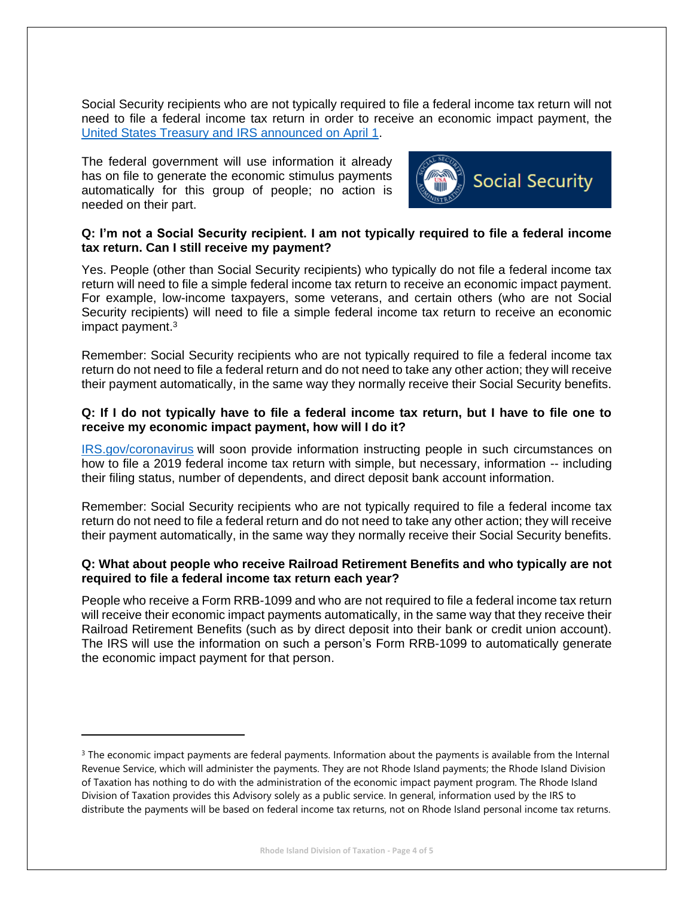Social Security recipients who are not typically required to file a federal income tax return will not need to file a federal income tax return in order to receive an economic impact payment, the [United States Treasury and IRS announced on April 1](#).

The federal government will use information it already has on file to generate the economic stimulus payments automatically for this group of people; no action is needed on their part.

**Q: I'm not a Social Security recipient. I am not typically required to file a federal income tax return. Can I still receive my payment?**

Yes. People (other than Social Security recipients) who typically do not file a federal income tax return will need to file a simple federal income tax return to receive an economic impact payment. For example, low-income taxpayers, some veterans, and certain others (who are not Social Security recipients) will need to file a simple federal income tax return to receive an economic impact payment.[3]

Remember: Social Security recipients who are not typically required to file a federal income tax return do not need to file a federal return and do not need to take any other action; they will receive their payment automatically, in the same way they normally receive their Social Security benefits.

**Q: If I do not typically have to file a federal income tax return, but I have to file one to receive my economic impact payment, how will I do it?**

[IRS.gov/coronavirus](#) will soon provide information instructing people in such circumstances on how to file a 2019 federal income tax return with simple, but necessary, information -- including their filing status, number of dependents, and direct deposit bank account information.

Remember: Social Security recipients who are not typically required to file a federal income tax return do not need to file a federal return and do not need to take any other action; they will receive their payment automatically, in the same way they normally receive their Social Security benefits.

**Q: What about people who receive Railroad Retirement Benefits and who typically are not required to file a federal income tax return each year?**

People who receive a Form RRB-1099 and who are not required to file a federal income tax return will receive their economic impact payments automatically, in the same way that they receive their Railroad Retirement Benefits (such as by direct deposit into their bank or credit union account). The IRS will use the information on such a person's Form RRB-1099 to automatically generate the economic impact payment for that person.

---

[3] The economic impact payments are federal payments. Information about the payments is available from the Internal Revenue Service, which will administer the payments. They are not Rhode Island payments; the Rhode Island Division of Taxation has nothing to do with the administration of the economic impact payment program. The Rhode Island Division of Taxation provides this Advisory solely as a public service. In general, information used by the IRS to distribute the payments will be based on federal income tax returns, not on Rhode Island personal income tax returns.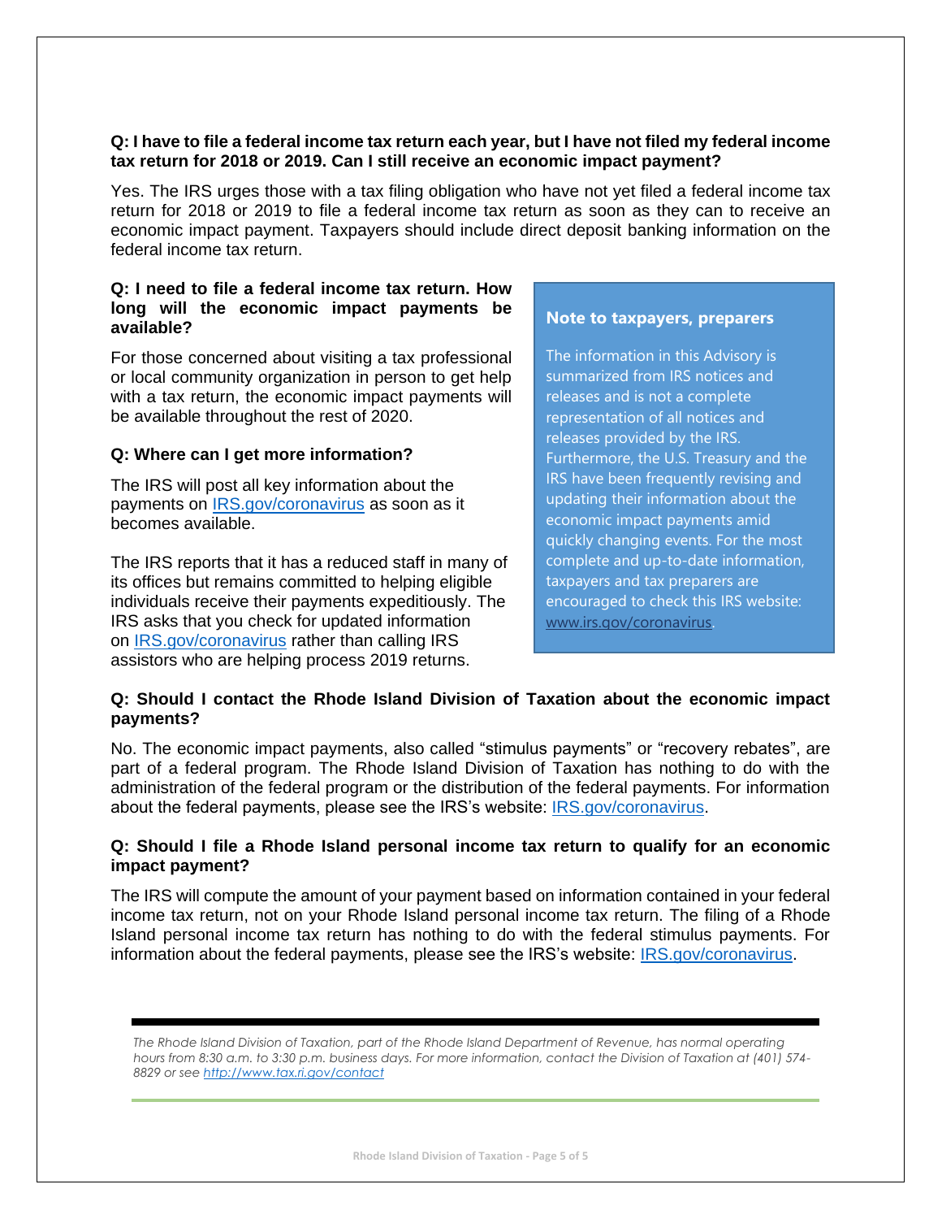**Q: I have to file a federal income tax return each year, but I have not filed my federal income tax return for 2018 or 2019. Can I still receive an economic impact payment?**

Yes. The IRS urges those with a tax filing obligation who have not yet filed a federal income tax return for 2018 or 2019 to file a federal income tax return as soon as they can to receive an economic impact payment. Taxpayers should include direct deposit banking information on the federal income tax return.

**Q: I need to file a federal income tax return. How long will the economic impact payments be available?**

For those concerned about visiting a tax professional or local community organization in person to get help with a tax return, the economic impact payments will be available throughout the rest of 2020.

**Q: Where can I get more information?**

The IRS will post all key information about the payments on [IRS.gov/coronavirus](IRS.gov/coronavirus) as soon as it becomes available.

The IRS reports that it has a reduced staff in many of its offices but remains committed to helping eligible individuals receive their payments expeditiously. The IRS asks that you check for updated information on [IRS.gov/coronavirus](IRS.gov/coronavirus) rather than calling IRS assistors who are helping process 2019 returns.

**Note to taxpayers, preparers**

The information in this Advisory is summarized from IRS notices and releases and is not a complete representation of all notices and releases provided by the IRS. Furthermore, the U.S. Treasury and the IRS have been frequently revising and updating their information about the economic impact payments amid quickly changing events. For the most complete and up-to-date information, taxpayers and tax preparers are encouraged to check this IRS website: [www.irs.gov/coronavirus](www.irs.gov/coronavirus).

**Q: Should I contact the Rhode Island Division of Taxation about the economic impact payments?**

No. The economic impact payments, also called "stimulus payments" or "recovery rebates", are part of a federal program. The Rhode Island Division of Taxation has nothing to do with the administration of the federal program or the distribution of the federal payments. For information about the federal payments, please see the IRS's website: [IRS.gov/coronavirus](IRS.gov/coronavirus).

**Q: Should I file a Rhode Island personal income tax return to qualify for an economic impact payment?**

The IRS will compute the amount of your payment based on information contained in your federal income tax return, not on your Rhode Island personal income tax return. The filing of a Rhode Island personal income tax return has nothing to do with the federal stimulus payments. For information about the federal payments, please see the IRS's website: [IRS.gov/coronavirus](IRS.gov/coronavirus).

---

*The Rhode Island Division of Taxation, part of the Rhode Island Department of Revenue, has normal operating hours from 8:30 a.m. to 3:30 p.m. business days. For more information, contact the Division of Taxation at (401) 574-8829 or see [http://www.tax.ri.gov/contact](http://www.tax.ri.gov/contact)*